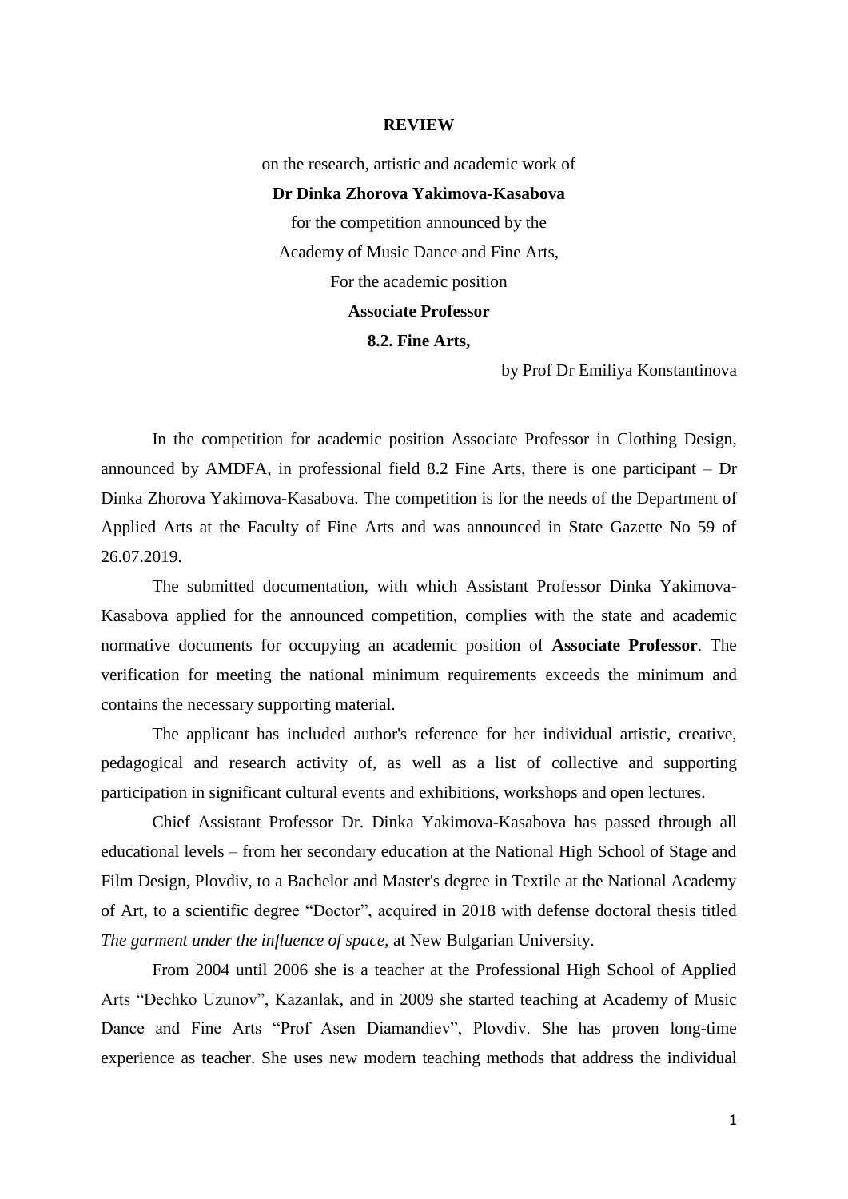# REVIEW

on the research, artistic and academic work of

**Dr Dinka Zhorova Yakimova-Kasabova**

for the competition announced by the

Academy of Music Dance and Fine Arts,

For the academic position

**Associate Professor**

**8.2. Fine Arts,**

by Prof Dr Emiliya Konstantinova

In the competition for academic position Associate Professor in Clothing Design, announced by AMDFA, in professional field 8.2 Fine Arts, there is one participant – Dr Dinka Zhorova Yakimova-Kasabova. The competition is for the needs of the Department of Applied Arts at the Faculty of Fine Arts and was announced in State Gazette No 59 of 26.07.2019.

The submitted documentation, with which Assistant Professor Dinka Yakimova-Kasabova applied for the announced competition, complies with the state and academic normative documents for occupying an academic position of **Associate Professor**. The verification for meeting the national minimum requirements exceeds the minimum and contains the necessary supporting material.

The applicant has included author's reference for her individual artistic, creative, pedagogical and research activity of, as well as a list of collective and supporting participation in significant cultural events and exhibitions, workshops and open lectures.

Chief Assistant Professor Dr. Dinka Yakimova-Kasabova has passed through all educational levels – from her secondary education at the National High School of Stage and Film Design, Plovdiv, to a Bachelor and Master's degree in Textile at the National Academy of Art, to a scientific degree "Doctor", acquired in 2018 with defense doctoral thesis titled *The garment under the influence of space*, at New Bulgarian University.

From 2004 until 2006 she is a teacher at the Professional High School of Applied Arts "Dechko Uzunov", Kazanlak, and in 2009 she started teaching at Academy of Music Dance and Fine Arts "Prof Asen Diamandiev", Plovdiv. She has proven long-time experience as teacher. She uses new modern teaching methods that address the individual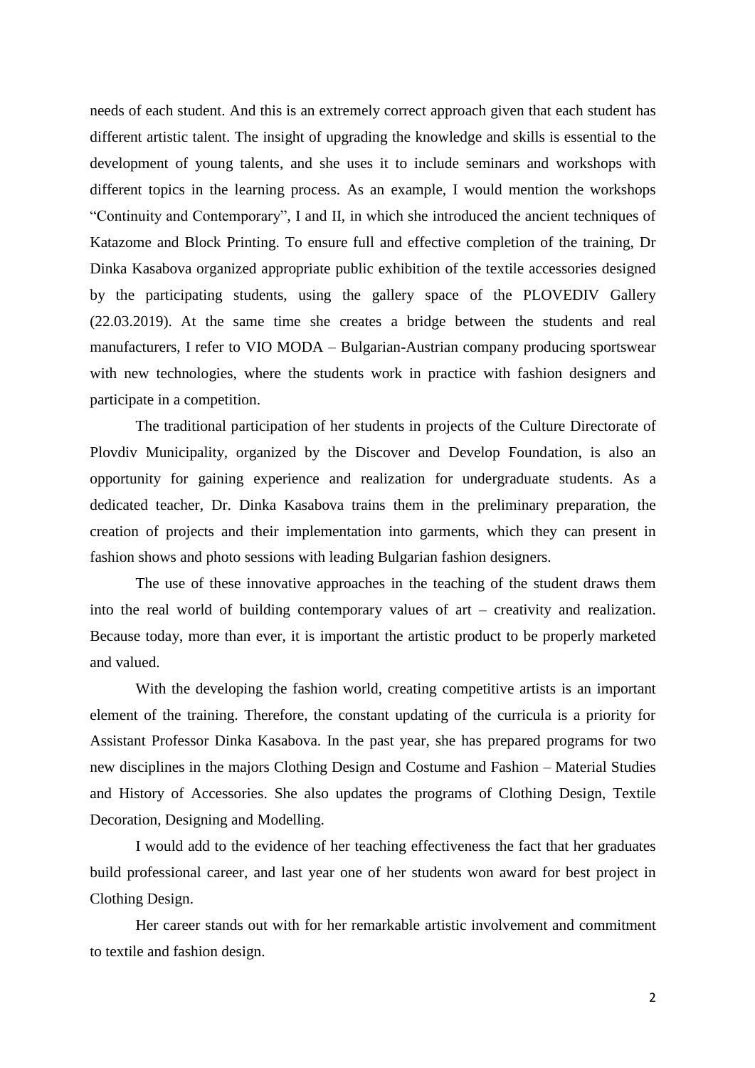needs of each student. And this is an extremely correct approach given that each student has different artistic talent. The insight of upgrading the knowledge and skills is essential to the development of young talents, and she uses it to include seminars and workshops with different topics in the learning process. As an example, I would mention the workshops "Continuity and Contemporary", I and II, in which she introduced the ancient techniques of Katazome and Block Printing. To ensure full and effective completion of the training, Dr Dinka Kasabova organized appropriate public exhibition of the textile accessories designed by the participating students, using the gallery space of the PLOVEDIV Gallery (22.03.2019). At the same time she creates a bridge between the students and real manufacturers, I refer to VIO MODA – Bulgarian-Austrian company producing sportswear with new technologies, where the students work in practice with fashion designers and participate in a competition.

The traditional participation of her students in projects of the Culture Directorate of Plovdiv Municipality, organized by the Discover and Develop Foundation, is also an opportunity for gaining experience and realization for undergraduate students. As a dedicated teacher, Dr. Dinka Kasabova trains them in the preliminary preparation, the creation of projects and their implementation into garments, which they can present in fashion shows and photo sessions with leading Bulgarian fashion designers.

The use of these innovative approaches in the teaching of the student draws them into the real world of building contemporary values of art – creativity and realization. Because today, more than ever, it is important the artistic product to be properly marketed and valued.

With the developing the fashion world, creating competitive artists is an important element of the training. Therefore, the constant updating of the curricula is a priority for Assistant Professor Dinka Kasabova. In the past year, she has prepared programs for two new disciplines in the majors Clothing Design and Costume and Fashion – Material Studies and History of Accessories. She also updates the programs of Clothing Design, Textile Decoration, Designing and Modelling.

I would add to the evidence of her teaching effectiveness the fact that her graduates build professional career, and last year one of her students won award for best project in Clothing Design.

Her career stands out with for her remarkable artistic involvement and commitment to textile and fashion design.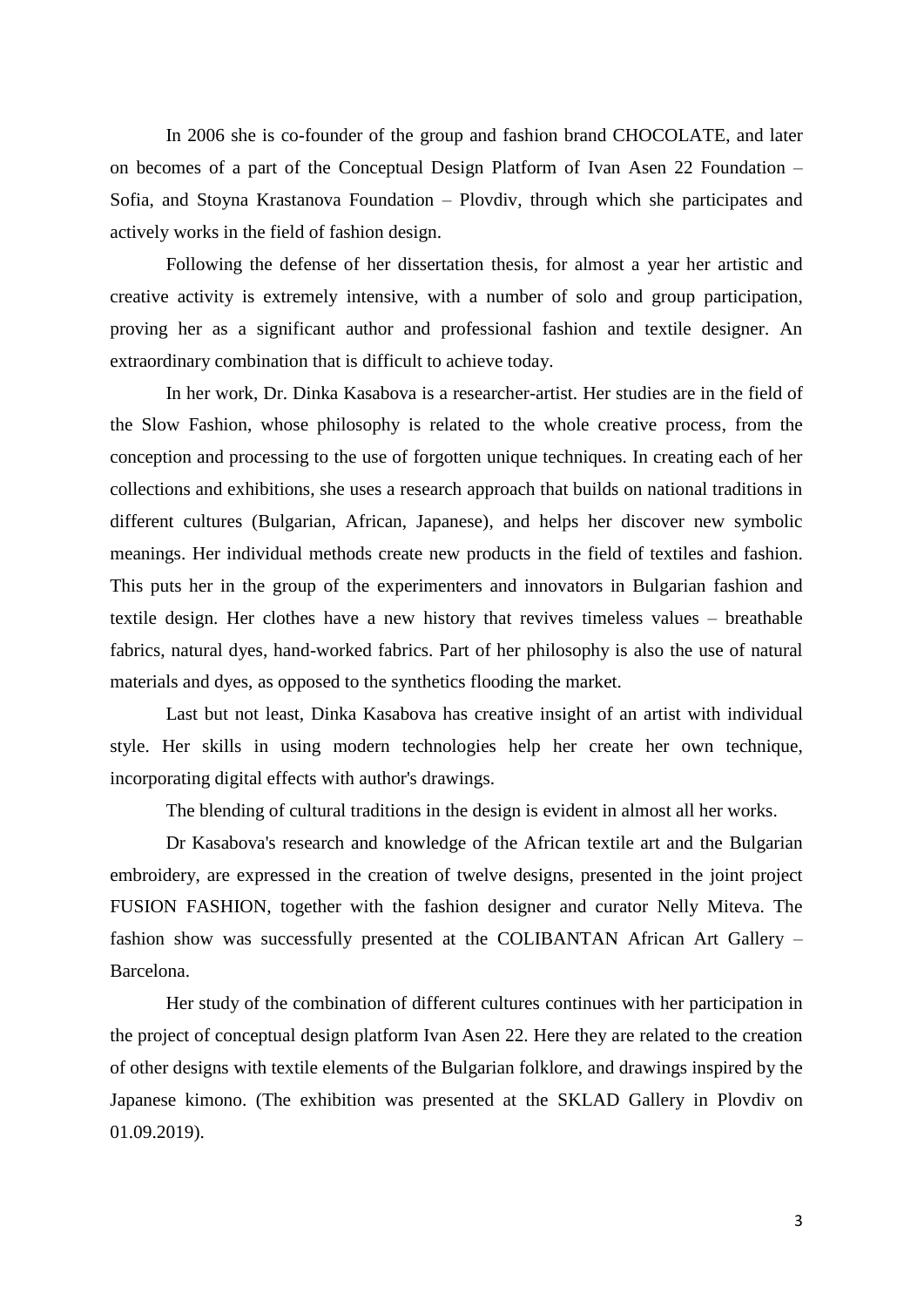In 2006 she is co-founder of the group and fashion brand CHOCOLATE, and later on becomes of a part of the Conceptual Design Platform of Ivan Asen 22 Foundation – Sofia, and Stoyna Krastanova Foundation – Plovdiv, through which she participates and actively works in the field of fashion design.

Following the defense of her dissertation thesis, for almost a year her artistic and creative activity is extremely intensive, with a number of solo and group participation, proving her as a significant author and professional fashion and textile designer. An extraordinary combination that is difficult to achieve today.

In her work, Dr. Dinka Kasabova is a researcher-artist. Her studies are in the field of the Slow Fashion, whose philosophy is related to the whole creative process, from the conception and processing to the use of forgotten unique techniques. In creating each of her collections and exhibitions, she uses a research approach that builds on national traditions in different cultures (Bulgarian, African, Japanese), and helps her discover new symbolic meanings. Her individual methods create new products in the field of textiles and fashion. This puts her in the group of the experimenters and innovators in Bulgarian fashion and textile design. Her clothes have a new history that revives timeless values – breathable fabrics, natural dyes, hand-worked fabrics. Part of her philosophy is also the use of natural materials and dyes, as opposed to the synthetics flooding the market.

Last but not least, Dinka Kasabova has creative insight of an artist with individual style. Her skills in using modern technologies help her create her own technique, incorporating digital effects with author's drawings.

The blending of cultural traditions in the design is evident in almost all her works.

Dr Kasabova's research and knowledge of the African textile art and the Bulgarian embroidery, are expressed in the creation of twelve designs, presented in the joint project FUSION FASHION, together with the fashion designer and curator Nelly Miteva. The fashion show was successfully presented at the COLIBANTAN African Art Gallery – Barcelona.

Her study of the combination of different cultures continues with her participation in the project of conceptual design platform Ivan Asen 22. Here they are related to the creation of other designs with textile elements of the Bulgarian folklore, and drawings inspired by the Japanese kimono. (The exhibition was presented at the SKLAD Gallery in Plovdiv on 01.09.2019).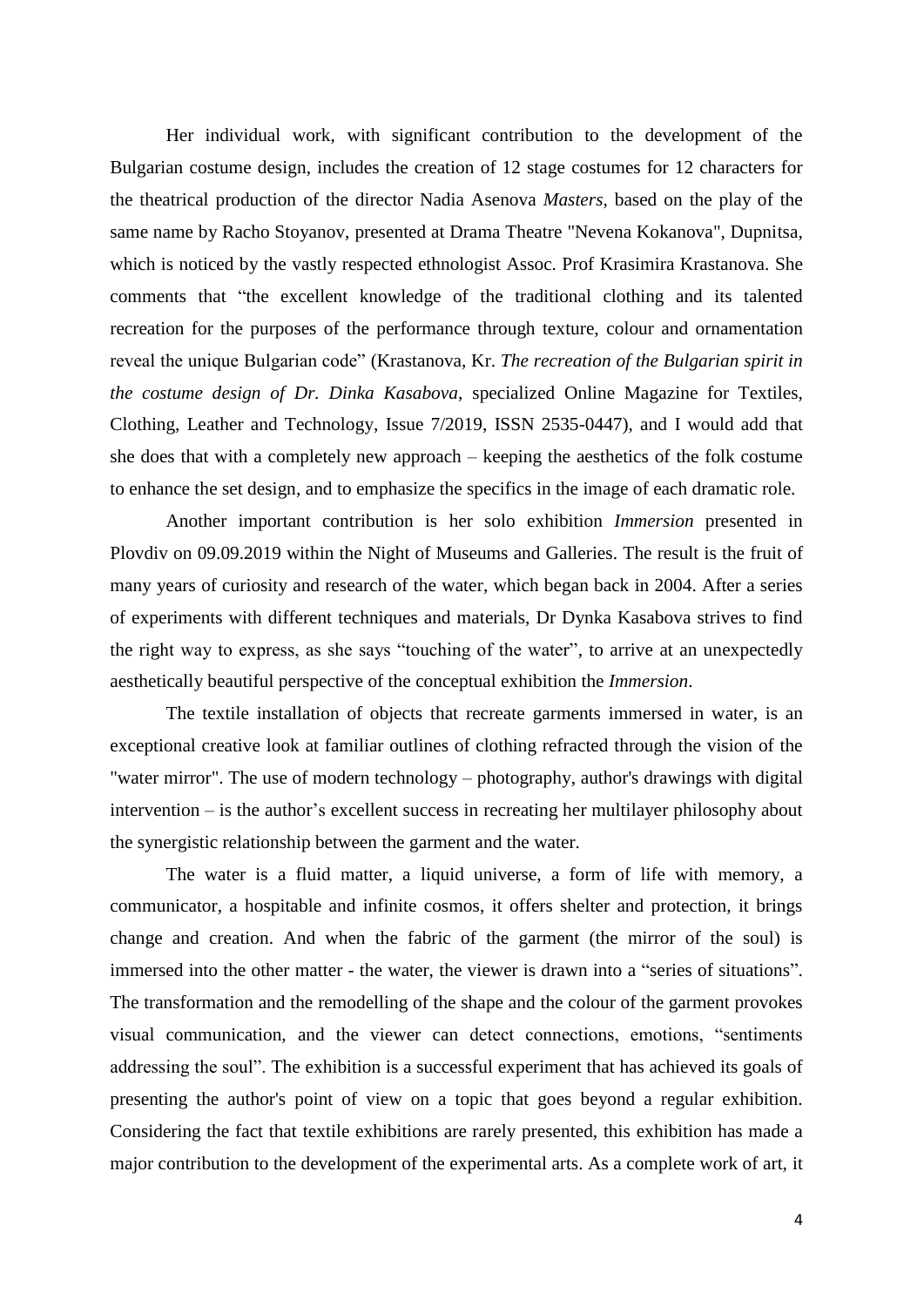Her individual work, with significant contribution to the development of the Bulgarian costume design, includes the creation of 12 stage costumes for 12 characters for the theatrical production of the director Nadia Asenova *Masters*, based on the play of the same name by Racho Stoyanov, presented at Drama Theatre "Nevena Kokanova", Dupnitsa, which is noticed by the vastly respected ethnologist Assoc. Prof Krasimira Krastanova. She comments that "the excellent knowledge of the traditional clothing and its talented recreation for the purposes of the performance through texture, colour and ornamentation reveal the unique Bulgarian code" (Krastanova, Kr. *The recreation of the Bulgarian spirit in the costume design of Dr. Dinka Kasabova*, specialized Online Magazine for Textiles, Clothing, Leather and Technology, Issue 7/2019, ISSN 2535-0447), and I would add that she does that with a completely new approach – keeping the aesthetics of the folk costume to enhance the set design, and to emphasize the specifics in the image of each dramatic role.

Another important contribution is her solo exhibition *Immersion* presented in Plovdiv on 09.09.2019 within the Night of Museums and Galleries. The result is the fruit of many years of curiosity and research of the water, which began back in 2004. After a series of experiments with different techniques and materials, Dr Dynka Kasabova strives to find the right way to express, as she says "touching of the water", to arrive at an unexpectedly aesthetically beautiful perspective of the conceptual exhibition the *Immersion*.

The textile installation of objects that recreate garments immersed in water, is an exceptional creative look at familiar outlines of clothing refracted through the vision of the "water mirror". The use of modern technology – photography, author's drawings with digital intervention – is the author's excellent success in recreating her multilayer philosophy about the synergistic relationship between the garment and the water.

The water is a fluid matter, a liquid universe, a form of life with memory, a communicator, a hospitable and infinite cosmos, it offers shelter and protection, it brings change and creation. And when the fabric of the garment (the mirror of the soul) is immersed into the other matter - the water, the viewer is drawn into a "series of situations". The transformation and the remodelling of the shape and the colour of the garment provokes visual communication, and the viewer can detect connections, emotions, "sentiments addressing the soul". The exhibition is a successful experiment that has achieved its goals of presenting the author's point of view on a topic that goes beyond a regular exhibition. Considering the fact that textile exhibitions are rarely presented, this exhibition has made a major contribution to the development of the experimental arts. As a complete work of art, it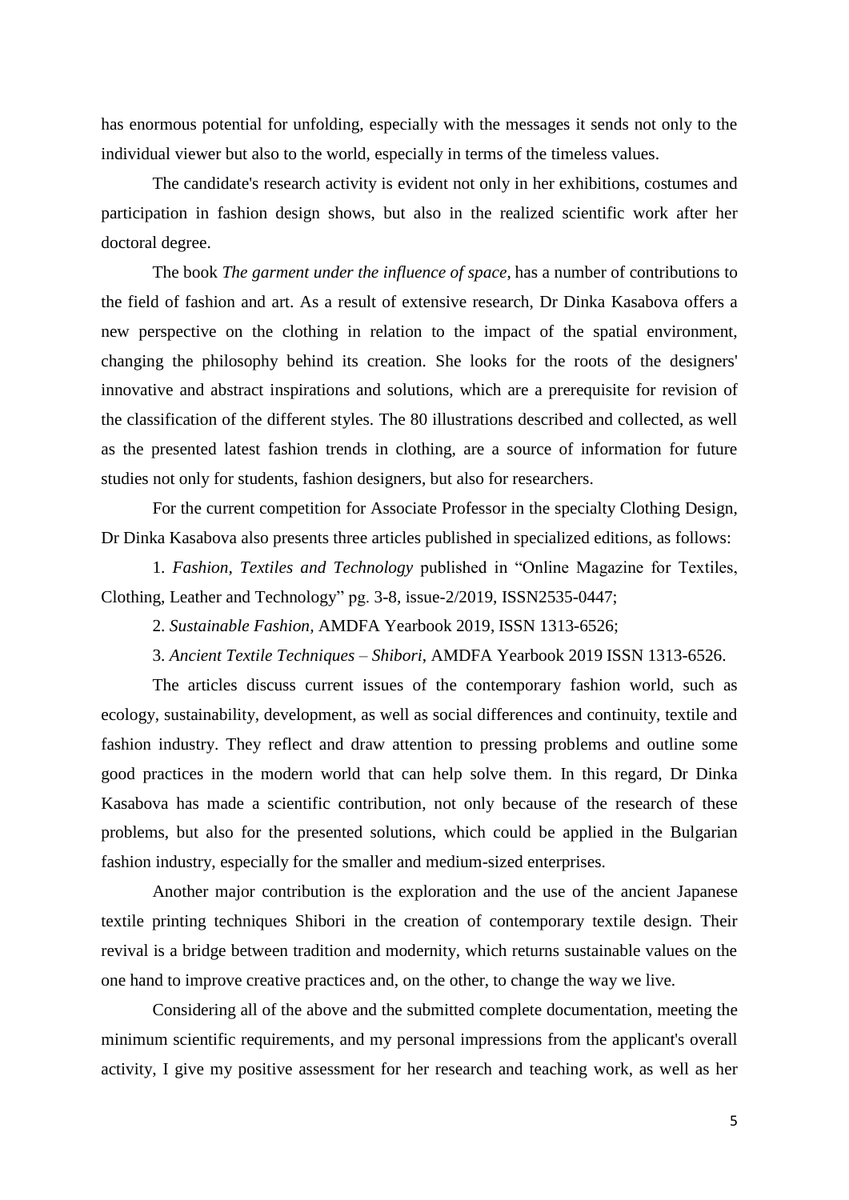has enormous potential for unfolding, especially with the messages it sends not only to the individual viewer but also to the world, especially in terms of the timeless values.

The candidate's research activity is evident not only in her exhibitions, costumes and participation in fashion design shows, but also in the realized scientific work after her doctoral degree.

The book *The garment under the influence of space*, has a number of contributions to the field of fashion and art. As a result of extensive research, Dr Dinka Kasabova offers a new perspective on the clothing in relation to the impact of the spatial environment, changing the philosophy behind its creation. She looks for the roots of the designers' innovative and abstract inspirations and solutions, which are a prerequisite for revision of the classification of the different styles. The 80 illustrations described and collected, as well as the presented latest fashion trends in clothing, are a source of information for future studies not only for students, fashion designers, but also for researchers.

For the current competition for Associate Professor in the specialty Clothing Design, Dr Dinka Kasabova also presents three articles published in specialized editions, as follows:

1. *Fashion, Textiles and Technology* published in "Online Magazine for Textiles, Clothing, Leather and Technology" pg. 3-8, issue-2/2019, ISSN2535-0447;

2. *Sustainable Fashion,* AMDFA Yearbook 2019, ISSN 1313-6526;

3. *Ancient Textile Techniques – Shibori*, AMDFA Yearbook 2019 ISSN 1313-6526.

The articles discuss current issues of the contemporary fashion world, such as ecology, sustainability, development, as well as social differences and continuity, textile and fashion industry. They reflect and draw attention to pressing problems and outline some good practices in the modern world that can help solve them. In this regard, Dr Dinka Kasabova has made a scientific contribution, not only because of the research of these problems, but also for the presented solutions, which could be applied in the Bulgarian fashion industry, especially for the smaller and medium-sized enterprises.

Another major contribution is the exploration and the use of the ancient Japanese textile printing techniques Shibori in the creation of contemporary textile design. Their revival is a bridge between tradition and modernity, which returns sustainable values on the one hand to improve creative practices and, on the other, to change the way we live.

Considering all of the above and the submitted complete documentation, meeting the minimum scientific requirements, and my personal impressions from the applicant's overall activity, I give my positive assessment for her research and teaching work, as well as her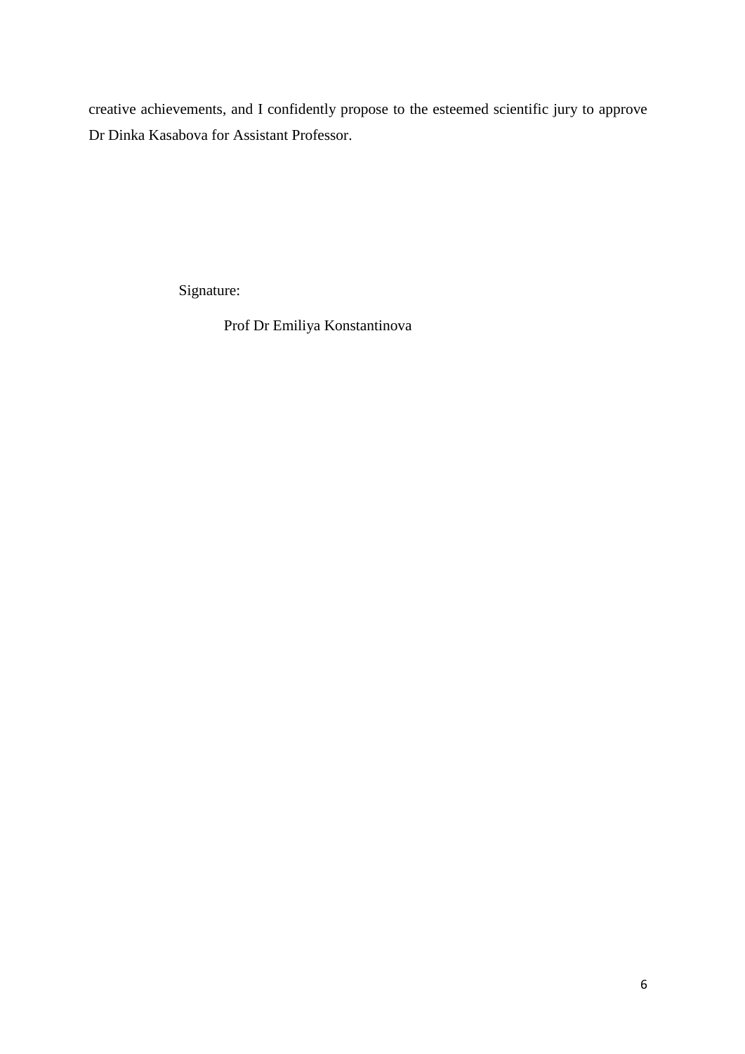creative achievements, and I confidently propose to the esteemed scientific jury to approve Dr Dinka Kasabova for Assistant Professor.

Signature:

Prof Dr Emiliya Konstantinova